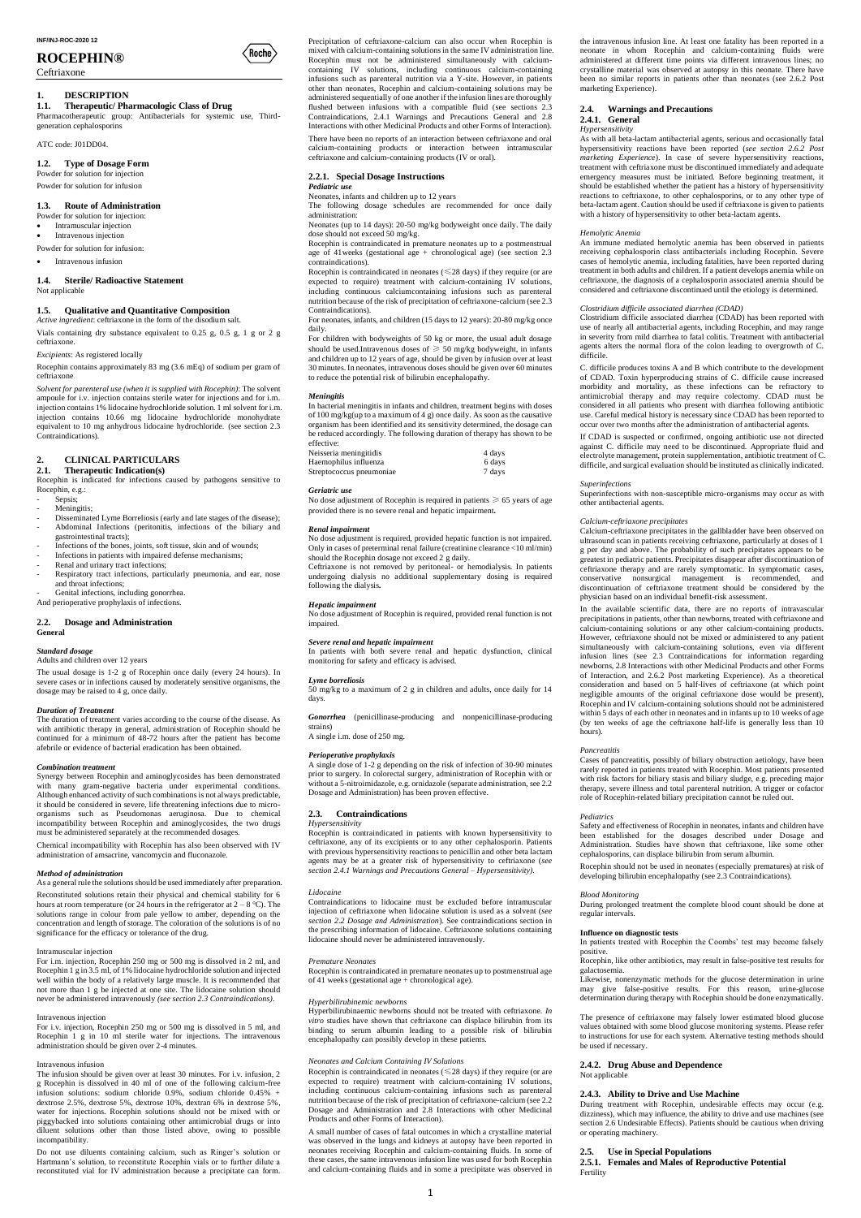INF/INJ-ROC-2020 12

# ROCEPHIN®

Ceftriaxone

## 1. DESCRIPTION

### 1.1. Therapeutic/ Pharmacologic Class of Drug

Pharmacotherapeutic group: Antibacterials for systemic use, Third-generation cephalosporins

ATC code: J01DD04.

### 1.2. Type of Dosage Form

Powder for solution for injection

Powder for solution for infusion

### 1.3. Route of Administration

Powder for solution for injection:

- Intramuscular injection
- Intravenous injection

Powder for solution for infusion:

- Intravenous infusion

### 1.4. Sterile/ Radioactive Statement

Not applicable

### 1.5. Qualitative and Quantitative Composition

*Active ingredient*: ceftriaxone in the form of the disodium salt.

Vials containing dry substance equivalent to 0.25 g, 0.5 g, 1 g or 2 g ceftriaxone.

*Excipients*: As registered locally

Rocephin contains approximately 83 mg (3.6 mEq) of sodium per gram of ceftriaxone.

*Solvent for parenteral use (when it is supplied with Rocephin)*: The solvent ampoule for i.v. injection contains sterile water for injections and for i.m. injection contains 1% lidocaine hydrochloride solution. 1 ml solvent for i.m. injection contains 10.66 mg lidocaine hydrochloride monohydrate equivalent to 10 mg anhydrous lidocaine hydrochloride. (see section 2.3 Contraindications).

## 2. CLINICAL PARTICULARS

### 2.1. Therapeutic Indication(s)

Rocephin is indicated for infections caused by pathogens sensitive to Rocephin, e.g.:

- Sepsis;
- Meningitis;
- Disseminated Lyme Borreliosis (early and late stages of the disease);
- Abdominal Infections (peritonitis, infections of the biliary and gastrointestinal tracts);
- Infections of the bones, joints, soft tissue, skin and of wounds;
- Infections in patients with impaired defense mechanisms;
- Renal and urinary tract infections;
- Respiratory tract infections, particularly pneumonia, and ear, nose and throat infections;
- Genital infections, including gonorrhea.

And perioperative prophylaxis of infections.

### 2.2. Dosage and Administration

**General**

*Standard dosage*

Adults and children over 12 years

The usual dosage is 1-2 g of Rocephin once daily (every 24 hours). In severe cases or in infections caused by moderately sensitive organisms, the dosage may be raised to 4 g, once daily.

*Duration of Treatment*

The duration of treatment varies according to the course of the disease. As with antibiotic therapy in general, administration of Rocephin should be continued for a minimum of 48-72 hours after the patient has become afebrile or evidence of bacterial eradication has been obtained.

*Combination treatment*

Synergy between Rocephin and aminoglycosides has been demonstrated with many gram-negative bacteria under experimental conditions. Although enhanced activity of such combinations is not always predictable, it should be considered in severe, life threatening infections due to micro-organisms such as Pseudomonas aeruginosa. Due to chemical incompatibility between Rocephin and aminoglycosides, the two drugs must be administered separately at the recommended dosages.

Chemical incompatibility with Rocephin has also been observed with IV administration of amsacrine, vancomycin and fluconazole.

*Method of administration*

As a general rule the solutions should be used immediately after preparation. Reconstituted solutions retain their physical and chemical stability for 6 hours at room temperature (or 24 hours in the refrigerator at 2 – 8 °C). The solutions range in colour from pale yellow to amber, depending on the concentration and length of storage. The coloration of the solutions is of no significance for the efficacy or tolerance of the drug.

Intramuscular injection

For i.m. injection, Rocephin 250 mg or 500 mg is dissolved in 2 ml, and Rocephin 1 g in 3.5 ml, of 1% lidocaine hydrochloride solution and injected well within the body of a relatively large muscle. It is recommended that not more than 1 g be injected at one site. The lidocaine solution should never be administered intravenously *(see section 2.3 Contraindications)*.

Intravenous injection

For i.v. injection, Rocephin 250 mg or 500 mg is dissolved in 5 ml, and Rocephin 1 g in 10 ml sterile water for injections. The intravenous administration should be given over 2-4 minutes.

Intravenous infusion

The infusion should be given over at least 30 minutes. For i.v. infusion, 2 g Rocephin is dissolved in 40 ml of one of the following calcium-free infusion solutions: sodium chloride 0.9%, sodium chloride 0.45% + dextrose 2.5%, dextrose 5%, dextrose 10%, dextran 6% in dextrose 5%, water for injections. Rocephin solutions should not be mixed with or piggybacked into solutions containing other antimicrobial drugs or into diluent solutions other than those listed above, owing to possible incompatibility.

Do not use diluents containing calcium, such as Ringer's solution or Hartmann's solution, to reconstitute Rocephin vials or to further dilute a reconstituted vial for IV administration because a precipitate can form. Precipitation of ceftriaxone-calcium can also occur when Rocephin is mixed with calcium-containing solutions in the same IV administration line. Rocephin must not be administered simultaneously with calcium-containing IV solutions, including continuous calcium-containing infusions such as parenteral nutrition via a Y-site. However, in patients other than neonates, Rocephin and calcium-containing solutions may be administered sequentially of one another if the infusion lines are thoroughly flushed between infusions with a compatible fluid (see sections 2.3 Contraindications, 2.4.1 Warnings and Precautions General and 2.8 Interactions with other Medicinal Products and other Forms of Interaction).

There have been no reports of an interaction between ceftriaxone and oral calcium-containing products or interaction between intramuscular ceftriaxone and calcium-containing products (IV or oral).

#### 2.2.1. Special Dosage Instructions

*Pediatric use*

Neonates, infants and children up to 12 years

The following dosage schedules are recommended for once daily administration:

Neonates (up to 14 days): 20-50 mg/kg bodyweight once daily. The daily dose should not exceed 50 mg/kg.

Rocephin is contraindicated in premature neonates up to a postmenstrual age of 41weeks (gestational age + chronological age) (see section 2.3 contraindications).

Rocephin is contraindicated in neonates (≤28 days) if they require (or are expected to require) treatment with calcium-containing IV solutions, including continuous calciumcontaining infusions such as parenteral nutrition because of the risk of precipitation of ceftriaxone-calcium (see 2.3 Contraindications).

For neonates, infants, and children (15 days to 12 years): 20-80 mg/kg once daily.

For children with bodyweights of 50 kg or more, the usual adult dosage should be used.Intravenous doses of ≥ 50 mg/kg bodyweight, in infants and children up to 12 years of age, should be given by infusion over at least 30 minutes. In neonates, intravenous doses should be given over 60 minutes to reduce the potential risk of bilirubin encephalopathy.

*Meningitis*

In bacterial meningitis in infants and children, treatment begins with doses of 100 mg/kg(up to a maximum of 4 g) once daily. As soon as the causative organism has been identified and its sensitivity determined, the dosage can be reduced accordingly. The following duration of therapy has shown to be effective:

| | |
|---|---|
| Neisseria meningitidis | 4 days |
| Haemophilus influenza | 6 days |
| Streptococcus pneumoniae | 7 days |

*Geriatric use*

No dose adjustment of Rocephin is required in patients ≥ 65 years of age provided there is no severe renal and hepatic impairment**.**

*Renal impairment*

No dose adjustment is required, provided hepatic function is not impaired. Only in cases of preterminal renal failure (creatinine clearance <10 ml/min) should the Rocephin dosage not exceed 2 g daily.

Ceftriaxone is not removed by peritoneal- or hemodialysis. In patients undergoing dialysis no additional supplementary dosing is required following the dialysis**.**

*Hepatic impairment*

No dose adjustment of Rocephin is required, provided renal function is not impaired.

*Severe renal and hepatic impairment*

In patients with both severe renal and hepatic dysfunction, clinical monitoring for safety and efficacy is advised.

*Lyme borreliosis*

50 mg/kg to a maximum of 2 g in children and adults, once daily for 14 days.

***Gonorrhea*** (penicillinase-producing and nonpenicillinase-producing strains)

A single i.m. dose of 250 mg.

*Perioperative prophylaxis*

A single dose of 1-2 g depending on the risk of infection of 30-90 minutes prior to surgery. In colorectal surgery, administration of Rocephin with or without a 5-nitroimidazole, e.g. ornidazole (separate administration, see 2.2 Dosage and Administration) has been proven effective.

### 2.3. Contraindications

*Hypersensitivity*

Rocephin is contraindicated in patients with known hypersensitivity to ceftriaxone, any of its excipients or to any other cephalosporin. Patients with previous hypersensitivity reactions to penicillin and other beta lactam agents may be at a greater risk of hypersensitivity to ceftriaxone (*see section 2.4.1 Warnings and Precautions General – Hypersensitivity).*

*Lidocaine*

Contraindications to lidocaine must be excluded before intramuscular injection of ceftriaxone when lidocaine solution is used as a solvent (*see section 2.2 Dosage and Administration*). See contraindications section in the prescribing information of lidocaine. Ceftriaxone solutions containing lidocaine should never be administered intravenously.

*Premature Neonates*

Rocephin is contraindicated in premature neonates up to postmenstrual age of 41 weeks (gestational age + chronological age).

*Hyperbilirubinemic newborns*

Hyperbilirubinaemic newborns should not be treated with ceftriaxone. *In vitro* studies have shown that ceftriaxone can displace bilirubin from its binding to serum albumin leading to a possible risk of bilirubin encephalopathy can possibly develop in these patients.

*Neonates and Calcium Containing IV Solutions*

Rocephin is contraindicated in neonates (≤28 days) if they require (or are expected to require) treatment with calcium-containing IV solutions, including continuous calcium-containing infusions such as parenteral nutrition because of the risk of precipitation of ceftriaxone-calcium (see 2.2 Dosage and Administration and 2.8 Interactions with other Medicinal Products and other Forms of Interaction).

A small number of cases of fatal outcomes in which a crystalline material was observed in the lungs and kidneys at autopsy have been reported in neonates receiving Rocephin and calcium-containing fluids. In some of these cases, the same intravenous infusion line was used for both Rocephin and calcium-containing fluids and in some a precipitate was observed in the intravenous infusion line. At least one fatality has been reported in a neonate in whom Rocephin and calcium-containing fluids were administered at different time points via different intravenous lines; no crystalline material was observed at autopsy in this neonate. There have been no similar reports in patients other than neonates (see 2.6.2 Post marketing Experience).

### 2.4. Warnings and Precautions

#### 2.4.1. General

*Hypersensitivity*

As with all beta-lactam antibacterial agents, serious and occasionally fatal hypersensitivity reactions have been reported (*see section 2.6.2 Post marketing Experience*). In case of severe hypersensitivity reactions, treatment with ceftriaxone must be discontinued immediately and adequate emergency measures must be initiated. Before beginning treatment, it should be established whether the patient has a history of hypersensitivity reactions to ceftriaxone, to other cephalosporins, or to any other type of beta-lactam agent. Caution should be used if ceftriaxone is given to patients with a history of hypersensitivity to other beta-lactam agents.

*Hemolytic Anemia*

An immune mediated hemolytic anemia has been observed in patients receiving cephalosporin class antibacterials including Rocephin. Severe cases of hemolytic anemia, including fatalities, have been reported during treatment in both adults and children. If a patient develops anemia while on ceftriaxone, the diagnosis of a cephalosporin associated anemia should be considered and ceftriaxone discontinued until the etiology is determined.

*Clostridium difficile associated diarrhea (CDAD)*

Clostridium difficile associated diarrhea (CDAD) has been reported with use of nearly all antibacterial agents, including Rocephin, and may range in severity from mild diarrhea to fatal colitis. Treatment with antibacterial agents alters the normal flora of the colon leading to overgrowth of C. difficile.

C. difficile produces toxins A and B which contribute to the development of CDAD. Toxin hyperproducing strains of C. difficile cause increased morbidity and mortality, as these infections can be refractory to antimicrobial therapy and may require colectomy. CDAD must be considered in all patients who present with diarrhea following antibiotic use. Careful medical history is necessary since CDAD has been reported to occur over two months after the administration of antibacterial agents.

If CDAD is suspected or confirmed, ongoing antibiotic use not directed against C. difficile may need to be discontinued. Appropriate fluid and electrolyte management, protein supplementation, antibiotic treatment of C. difficile, and surgical evaluation should be instituted as clinically indicated.

*Superinfections*

Superinfections with non-susceptible micro-organisms may occur as with other antibacterial agents.

*Calcium-ceftriaxone precipitates*

Calcium-ceftriaxone precipitates in the gallbladder have been observed on ultrasound scan in patients receiving ceftriaxone, particularly at doses of 1 g per day and above. The probability of such precipitates appears to be greatest in pediatric patients. Precipitates disappear after discontinuation of ceftriaxone therapy and are rarely symptomatic. In symptomatic cases, conservative nonsurgical management is recommended, and discontinuation of ceftriaxone treatment should be considered by the physician based on an individual benefit-risk assessment.

In the available scientific data, there are no reports of intravascular precipitations in patients, other than newborns, treated with ceftriaxone and calcium-containing solutions or any other calcium-containing products. However, ceftriaxone should not be mixed or administered to any patient simultaneously with calcium-containing solutions, even via different infusion lines (see 2.3 Contraindications for information regarding newborns, 2.8 Interactions with other Medicinal Products and other Forms of Interaction, and 2.6.2 Post marketing Experience). As a theoretical consideration and based on 5 half-lives of ceftriaxone (at which point negligible amounts of the original ceftriaxone dose would be present), Rocephin and IV calcium-containing solutions should not be administered within 5 days of each other in neonates and in infants up to 10 weeks of age (by ten weeks of age the ceftriaxone half-life is generally less than 10 hours).

*Pancreatitis*

Cases of pancreatitis, possibly of biliary obstruction aetiology, have been rarely reported in patients treated with Rocephin. Most patients presented with risk factors for biliary stasis and biliary sludge, e.g. preceding major therapy, severe illness and total parenteral nutrition. A trigger or cofactor role of Rocephin-related biliary precipitation cannot be ruled out.

*Pediatrics*

Safety and effectiveness of Rocephin in neonates, infants and children have been established for the dosages described under Dosage and Administration. Studies have shown that ceftriaxone, like some other cephalosporins, can displace bilirubin from serum albumin.

Rocephin should not be used in neonates (especially prematures) at risk of developing bilirubin encephalopathy (see 2.3 Contraindications).

*Blood Monitoring*

During prolonged treatment the complete blood count should be done at regular intervals.

**Influence on diagnostic tests**

In patients treated with Rocephin the Coombs' test may become falsely positive.

Rocephin, like other antibiotics, may result in false-positive test results for galactosemia.

Likewise, nonenzymatic methods for the glucose determination in urine may give false-positive results. For this reason, urine-glucose determination during therapy with Rocephin should be done enzymatically.

The presence of ceftriaxone may falsely lower estimated blood glucose values obtained with some blood glucose monitoring systems. Please refer to instructions for use for each system. Alternative testing methods should be used if necessary.

#### 2.4.2. Drug Abuse and Dependence

Not applicable

#### 2.4.3. Ability to Drive and Use Machine

During treatment with Rocephin, undesirable effects may occur (e.g. dizziness), which may influence, the ability to drive and use machines (see section 2.6 Undesirable Effects). Patients should be cautious when driving or operating machinery.

### 2.5. Use in Special Populations

#### 2.5.1. Females and Males of Reproductive Potential

Fertility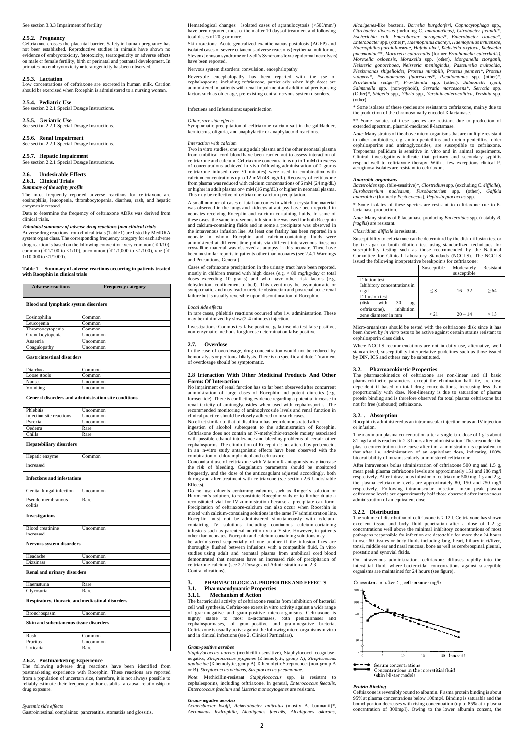See section 3.3.3 Impairment of fertility

### 2.5.2. Pregnancy

Ceftriaxone crosses the placental barrier. Safety in human pregnancy has not been established. Reproductive studies in animals have shown no evidence of embryotoxicity, fetotoxicity, teratogenicity or adverse effects on male or female fertility, birth or perinatal and postnatal development. In primates, no embryotoxicity or teratogenicity has been observed.

### 2.5.3. Lactation

Low concentrations of ceftriaxone are excreted in human milk. Caution should be exercised when Rocephin is administered to a nursing woman.

### 2.5.4. Pediatric Use

See section 2.2.1 Special Dosage Instructions.

### 2.5.5. Geriatric Use

See section 2.2.1 Special Dosage Instructions.

### 2.5.6. Renal Impairment

See section 2.2.1 Special Dosage Instructions.

### 2.5.7. Hepatic Impairment

See section 2.2.1 Special Dosage Instructions.

## 2.6. Undesirable Effects

### 2.6.1. Clinical Trials

*Summary of the safety profile*

The most frequently reported adverse reactions for ceftriaxone are eosinophilia, leucopenia, thrombocytopenia, diarrhea, rash, and hepatic enzymes increased.

Data to determine the frequency of ceftriaxone ADRs was derived from clinical trials.

*Tabulated summary of adverse drug reactions from clinical trials*

Adverse drug reactions from clinical trials (Table 1) are listed by MedDRA system organ class. The corresponding frequency category for each adverse drug reaction is based on the following convention: very common (≥1/10), common (≥1/100 to <1/10), uncommon (≥1/1,000 to <1/100), rare (≥ 1/10,000 to <1/1000).

**Table 1 Summary of adverse reactions occurring in patients treated with Rocephin in clinical trials**

| Adverse reactions | Frequency category |
|---|---|
| **Blood and lymphatic system disorders** | |
| Eosinophilia | Common |
| Leucopenia | Common |
| Thrombocytopenia | Common |
| Granulocytopenia | Uncommon |
| Anaemia | Uncommon |
| Coagulopathy | Uncommon |
| **Gastrointestinal disorders** | |
| Diarrhoea | Common |
| Loose stools | Common |
| Nausea | Uncommon |
| Vomiting | Uncommon |
| **General disorders and administration site conditions** | |
| Phlebitis | Uncommon |
| Injection site reactions | Uncommon |
| Pyrexia | Uncommon |
| Oedema | Rare |
| Chills | Rare |
| **Hepatobiliary disorders** | |
| Hepatic enzyme increased | Common |
| **Infections and infestations** | |
| Genital fungal infection | Uncommon |
| Pseudo-membranous colitis | Rare |
| **Investigations** | |
| Blood creatinine increased | Uncommon |
| **Nervous system disorders** | |
| Headache | Uncommon |
| Dizziness | Uncommon |
| **Renal and urinary disorders** | |
| Haematuria | Rare |
| Glycosuria | Rare |
| **Respiratory, thoracic and mediastinal disorders** | |
| Bronchospasm | Uncommon |
| **Skin and subcutaneous tissue disorders** | |
| Rash | Common |
| Pruritus | Uncommon |
| Urticaria | Rare |

### 2.6.2. Postmarketing Experience

The following adverse drug reactions have been identified from postmarketing experience with Rocephin. These reactions are reported from a population of uncertain size, therefore, it is not always possible to reliably estimate their frequency and/or establish a causal relationship to drug exposure.

*Systemic side effects*

Gastrointestinal complaints: pancreatitis, stomatitis and glossitis.

Hematological changes: Isolated cases of agranulocytosis (<500/mm³) have been reported, most of them after 10 days of treatment and following total doses of 20 g or more.

Skin reactions: Acute generalized exanthematous pustulosis (AGEP) and isolated cases of severe cutaneous adverse reactions (erythema multiforme, Stevens Johnson syndrome or Lyell's Syndrome/toxic epidermal necrolysis) have been reported.

Nervous system disorders: convulsion, encephalopathy

Reversible encephalopathy has been reported with the use of cephalosporins, including ceftriaxone, particularly when high doses are administered in patients with renal impairment and additional predisposing factors such as older age, pre-existing central nervous system disorders.

Infections and Infestations: superinfection

*Other, rare side effects*

Symptomatic precipitation of ceftriaxone calcium salt in the gallbladder, kernicterus, oliguria, and anaphylactic or anaphylactoid reactions.

*Interaction with calcium*

Two in vitro studies, one using adult plasma and the other neonatal plasma from umbilical cord blood have been carried out to assess interaction of ceftriaxone and calcium. Ceftriaxone concentrations up to 1 mM (in excess of concentrations achieved in vivo following administration of 2 grams ceftriaxone infused over 30 minutes) were used in combination with calcium concentrations up to 12 mM (48 mg/dL). Recovery of ceftriaxone from plasma was reduced with calcium concentrations of 6 mM (24 mg/dL) or higher in adult plasma or 4 mM (16 mg/dL) or higher in neonatal plasma. This may be reflective of ceftriaxone-calcium precipitation.

A small number of cases of fatal outcomes in which a crystalline material was observed in the lungs and kidneys at autopsy have been reported in neonates receiving Rocephin and calcium containing fluids. In some of these cases, the same intravenous infusion line was used for both Rocephin and calcium-containing fluids and in some a precipitate was observed in the intravenous infusion line. At least one fatality has been reported in a neonate in whom Rocephin and calcium-containing fluids were administered at different time points via different intervenous lines; no crystalline material was observed at autopsy in this neonate. There have been no similar reports in patients other than neonates (see 2.4.1 Warnings and Precautions, General).

Cases of ceftriaxone precipitation in the urinary tract have been reported, mostly in children treated with high doses (e.g. ≥ 80 mg/kg/day or total doses exceeding 10 grams) and who have other risk factors (e.g. dehydration, confinement to bed). This event may be asymptomatic or symptomatic, and may lead to ureteric obstruction and postrenal acute renal failure but is usually reversible upon discontinuation of Rocephin.

*Local side effects*

In rare cases, phlebitis reactions occurred after i.v. administration. These may be minimized by slow (2-4 minutes) injection.

Investigations: Coombs test false positive, galactosemia test false positive, non-enzymatic methods for glucose determination false positive.

## 2.7. Overdose

In the case of overdosage, drug concentration would not be reduced by hemodialysis or peritoneal dialysis. There is no specific antidote. Treatment of overdosage should be symptomatic.

## 2.8 Interaction With Other Medicinal Products And Other Forms Of Interaction

No impairment of renal function has so far been observed after concurrent administration of large doses of Rocephin and potent diuretics (e.g. furosemide). There is conflicting evidence regarding a potential increase in renal toxicity of aminoglycosides when used with cephalosporins. The recommended monitoring of aminoglycoside levels and renal function in clinical practice should be closely adhered to in such cases.

No effect similar to that of disulfiram has been demonstrated after ingestion of alcohol subsequent to the administration of Rocephin. Ceftriaxone does not contain an N-methylthiotetrazole moiety associated with possible ethanol intolerance and bleeding problems of certain other cephalosporins. The elimination of Rocephin is not altered by probenecid. In an in-vitro study antagonistic effects have been observed with the combination of chloramphenicol and ceftriaxone.

Concomitant use of ceftriaxone with Vitamin K antagonists may increase the risk of bleeding. Coagulation parameters should be monitored frequently, and the dose of the anticoagulant adjusted accordingly, both during and after treatment with ceftriaxone (see section 2.6 Undesirable Effects).

Do not use diluents containing calcium, such as Ringer's solution or Hartmann's solution, to reconstitute Rocephin vials or to further dilute a reconstituted vial for IV administration because a precipitate can form. Precipitation of ceftriaxone-calcium can also occur when Rocephin is mixed with calcium-containing solutions in the same IV administration line. Rocephin must not be administered simultaneously with calcium-containing IV solutions, including continuous calcium-containing infusions such as parenteral nutrition via a Y-site. However, in patients other than neonates, Rocephin and calcium-containing solutions may be administered sequentially of one another if the infusion lines are thoroughly flushed between infusions with a compatible fluid. In vitro studies using adult and neonatal plasma from umbilical cord blood demonstrated that neonates have an increased risk of precipitation of ceftriaxone-calcium (see 2.2 Dosage and Administration and 2.3 Contraindications).

# 3. PHARMACOLOGICAL PROPERTIES AND EFFECTS

## 3.1. Pharmacodynamic Properties

### 3.1.1. Mechanism of Action

The bactericidal activity of ceftriaxone results from inhibition of bacterial cell wall synthesis. Ceftriaxone exerts in vitro activity against a wide range of gram-negative and gram-positive micro-organisms. Ceftriaxone is highly stable to most ß-lactamases, both penicillinases and cephalosporinases, of gram-positive and gram-negative bacteria. Ceftriaxone is usually active against the following micro-organisms in vitro and in clinical infections (see 2. Clinical Particulars).

*Gram-positive aerobes*

*Staphylococcus aureus* (methicillin-sensitive), Staphylococci coagulase-negative, *Streptococcus pyogenes* (ß-hemolytic, group A), *Streptococcus agalactiae* (ß-hemolytic, group B), ß-hemolytic Streptococci (non-group A or B), *Streptococcus viridans*, *Streptococcus pneumoniae*.

*Note*: Methicillin-resistant *Staphylococcus* spp. is resistant to cephalosporins, including ceftriaxone. In general, *Enterococcus faecalis*, *Enterococcus faecium* and *Listeria monocytogenes* are resistant.

*Gram-negative aerobes*

*Acinetobacter lwoffi*, *Acinetobacter anitratus* (mostly A. baumanii)*, *Aeromonas hydrophila*, *Alcaligenes faecalis*, *Alcaligenes odorans*, *Alcaligenes*-like bacteria, *Borrelia burgdorferi*, *Capnocytophaga* spp., *Citrobacter diversus (*including C. *amalonaticus)*, *Citrobacter freundii**, *Escherichia coli*, *Enterobacter aerogenes**, *Enterobacter cloacae**, *Enterobacter* spp. (other)*, *Haemophilus ducreyi*, *Haemophilus influenzae*, *Haemophilus parainfluenzae*, *Hafnia alvei*, *Klebsiella oxytoca*, *Klebsiella pneumoniae***, *Moraxella catarrhalis* (former *Branhamella catarrhalis)*, *Moraxella osloensis*, *Moraxella* spp. (other), *Morganella morganii*, *Neisseria gonorrhoea*, *Neisseria meningitidis*, *Pasteurella multocida*, *Plesiomonas shigelloides*, *Proteus mirabilis*, *Proteus penneri**, *Proteus vulgaris**, *Pseudomonas fluorescens**, *Pseudomonas* spp. (other)*, *Providentia rettgeri**, *Providentia* spp. (other), *Salmonella typhi*, *Salmonella* spp. (non-typhoid), *Serratia marcescens**, *Serratia* spp. (Other)*, *Shigella* spp., *Vibrio* spp., *Yersinia enterocolitica*, *Yersinia* spp. (other).

\* Some isolates of these species are resistant to ceftriaxone, mainly due to the production of the chromosomally encoded ß-lactamase.

\*\* Some isolates of these species are resistant due to production of extended spectrum, plasmid-mediated ß-lactamase.

*Note:* Many strains of the above micro-organisms that are multiple resistant to other antibiotics, e.g. amino-penicillins and ureido-penicillins, older cephalosporins and aminoglycosides, are susceptible to ceftriaxone. Treponema pallidum is sensitive in vitro and in animal experiments. Clinical investigations indicate that primary and secondary syphilis respond well to ceftriaxone therapy. With a few exceptions clinical P. aeruginosa isolates are resistant to ceftriaxone.

*Anaerobic organisms*

*Bacteroides* spp. (bile-sensitive)*, *Clostridium* spp. (excluding C. *difficile*), *Fusobacterium nucleatum*, *Fusobacterium* spp. (other), *Gaffkia anaerobica* (formerly *Peptococcus*), *Peptostreptococcus* spp.

\* Some isolates of these species are resistant to ceftriaxone due to ß-lactamase-production.

*Note*: Many strains of ß-lactamase-producing *Bacteroides* spp. (notably *B. fragilis*) are resistant.

*Clostridium difficile* is resistant.

Susceptibility to ceftriaxone can be determined by the disk diffusion test or by the agar or broth dilution test using standardized techniques for susceptibility testing such as those recommended by the National Committee for Clinical Laboratory Standards (NCCLS). The NCCLS issued the following interpretative breakpoints for ceftriaxone:

| | Susceptible | Moderately susceptible | Resistant |
|---|---|---|---|
| Dilution test Inhibitory concentrations in mg/l | ≤ 8 | 16 – 32 | ≥ 64 |
| Diffusion test (disk with 30 µg ceftriaxone), inhibition zone diameter in mm | ≥ 21 | 20 – 14 | ≤ 13 |

Micro-organisms should be tested with the ceftriaxone disk since it has been shown by *in vitro* tests to be active against certain strains resistant to cephalosporin class disks.

Where NCCLS recommendations are not in daily use, alternative, well standardized, susceptibility-interpretative guidelines such as those issued by DIN, ICS and others may be substituted.

## 3.2. Pharmacokinetic Properties

The pharmacokinetics of ceftriaxone are non-linear and all basic pharmacokinetic parameters, except the elimination half-life, are dose dependent if based on total drug concentrations, increasing less than proportionally with dose. Non-linearity is due to saturation of plasma protein binding and is therefore observed for total plasma ceftriaxone but not for free (unbound) ceftriaxone.

### 3.2.1. Absorption

Rocephin is administered as an intramuscular injection or as an IV injection or infusion.

The maximum plasma concentration after a single i.m. dose of 1 g is about 81 mg/l and is reached in 2-3 hours after administration. The area under the plasma concentration-time curve after i.m. administration is equivalent to that after i.v. administration of an equivalent dose, indicating 100% bioavailability of intramuscularly administered ceftriaxone.

After intravenous bolus administration of ceftriaxone 500 mg and 1.5 g, mean peak plasma ceftriaxone levels are approximately 151 and 286 mg/l respectively. After intravenous infusion of ceftriaxone 500 mg, 1 g and 2 g, the plasma ceftriaxone levels are approximately 80, 150 and 250 mg/l respectively. Following intramuscular injection, mean peak plasma ceftriaxone levels are approximately half those observed after intravenous administration of an equivalent dose.

### 3.2.2. Distribution

The volume of distribution of ceftriaxone is 7-12 l. Ceftriaxone has shown excellent tissue and body fluid penetration after a dose of 1-2 g; concentrations well above the minimal inhibitory concentrations of most pathogens responsible for infection are detectable for more than 24 hours in over 60 tissues or body fluids including lung, heart, biliary tract/liver, tonsil, middle ear and nasal mucosa, bone as well as cerebrospinal, pleural, prostatic and synovial fluids.

On intravenous administration, ceftriaxone diffuses rapidly into the interstitial fluid, where bactericidal concentrations against susceptible organisms are maintained for 24 hours (see figure).

Concentration after 1 g ceftriaxone (mg/l)

Serum concentrations
Concentrations in the interstitial fluid (skin blister model)

*Protein Binding*

Ceftriaxone is reversibly bound to albumin. Plasma protein binding is about 95% at plasma concentrations below 100mg/l. Binding is saturable and the bound portion decreases with rising concentration (up to 85% at a plasma concentration of 300mg/l). Owing to the lower albumin content, the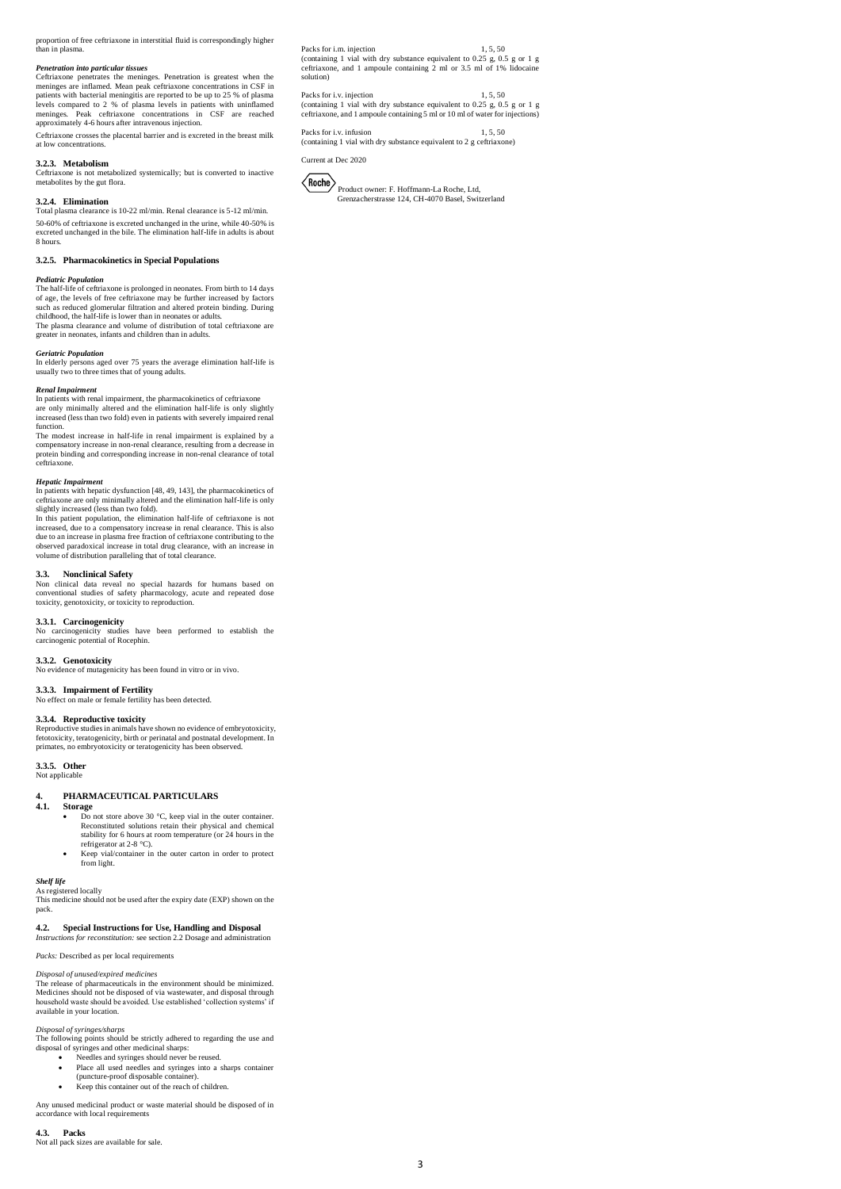proportion of free ceftriaxone in interstitial fluid is correspondingly higher than in plasma.

*Penetration into particular tissues*
Ceftriaxone penetrates the meninges. Penetration is greatest when the meninges are inflamed. Mean peak ceftriaxone concentrations in CSF in patients with bacterial meningitis are reported to be up to 25 % of plasma levels compared to 2 % of plasma levels in patients with uninflamed meninges. Peak ceftriaxone concentrations in CSF are reached approximately 4-6 hours after intravenous injection.

Ceftriaxone crosses the placental barrier and is excreted in the breast milk at low concentrations.

### 3.2.3. Metabolism

Ceftriaxone is not metabolized systemically; but is converted to inactive metabolites by the gut flora.

### 3.2.4. Elimination

Total plasma clearance is 10-22 ml/min. Renal clearance is 5-12 ml/min.

50-60% of ceftriaxone is excreted unchanged in the urine, while 40-50% is excreted unchanged in the bile. The elimination half-life in adults is about 8 hours.

### 3.2.5. Pharmacokinetics in Special Populations

*Pediatric Population*
The half-life of ceftriaxone is prolonged in neonates. From birth to 14 days of age, the levels of free ceftriaxone may be further increased by factors such as reduced glomerular filtration and altered protein binding. During childhood, the half-life is lower than in neonates or adults.
The plasma clearance and volume of distribution of total ceftriaxone are greater in neonates, infants and children than in adults.

*Geriatric Population*
In elderly persons aged over 75 years the average elimination half-life is usually two to three times that of young adults.

*Renal Impairment*
In patients with renal impairment, the pharmacokinetics of ceftriaxone are only minimally altered and the elimination half-life is only slightly increased (less than two fold) even in patients with severely impaired renal function.
The modest increase in half-life in renal impairment is explained by a compensatory increase in non-renal clearance, resulting from a decrease in protein binding and corresponding increase in non-renal clearance of total ceftriaxone.

*Hepatic Impairment*
In patients with hepatic dysfunction [48, 49, 143], the pharmacokinetics of ceftriaxone are only minimally altered and the elimination half-life is only slightly increased (less than two fold).
In this patient population, the elimination half-life of ceftriaxone is not increased, due to a compensatory increase in renal clearance. This is also due to an increase in plasma free fraction of ceftriaxone contributing to the observed paradoxical increase in total drug clearance, with an increase in volume of distribution paralleling that of total clearance.

### 3.3. Nonclinical Safety

Non clinical data reveal no special hazards for humans based on conventional studies of safety pharmacology, acute and repeated dose toxicity, genotoxicity, or toxicity to reproduction.

### 3.3.1. Carcinogenicity

No carcinogenicity studies have been performed to establish the carcinogenic potential of Rocephin.

### 3.3.2. Genotoxicity

No evidence of mutagenicity has been found in vitro or in vivo.

### 3.3.3. Impairment of Fertility

No effect on male or female fertility has been detected.

### 3.3.4. Reproductive toxicity

Reproductive studies in animals have shown no evidence of embryotoxicity, fetotoxicity, teratogenicity, birth or perinatal and postnatal development. In primates, no embryotoxicity or teratogenicity has been observed.

### 3.3.5. Other

Not applicable

## 4. PHARMACEUTICAL PARTICULARS

### 4.1. Storage

- Do not store above 30 °C, keep vial in the outer container. Reconstituted solutions retain their physical and chemical stability for 6 hours at room temperature (or 24 hours in the refrigerator at 2-8 °C).
- Keep vial/container in the outer carton in order to protect from light.

*Shelf life*
As registered locally
This medicine should not be used after the expiry date (EXP) shown on the pack.

### 4.2. Special Instructions for Use, Handling and Disposal

*Instructions for reconstitution:* see section 2.2 Dosage and administration

*Packs:* Described as per local requirements

*Disposal of unused/expired medicines*
The release of pharmaceuticals in the environment should be minimized. Medicines should not be disposed of via wastewater, and disposal through household waste should be avoided. Use established 'collection systems' if available in your location.

*Disposal of syringes/sharps*
The following points should be strictly adhered to regarding the use and disposal of syringes and other medicinal sharps:

- Needles and syringes should never be reused.
- Place all used needles and syringes into a sharps container (puncture-proof disposable container).
- Keep this container out of the reach of children.

Any unused medicinal product or waste material should be disposed of in accordance with local requirements

### 4.3. Packs

Not all pack sizes are available for sale.

Packs for i.m. injection 1, 5, 50
(containing 1 vial with dry substance equivalent to 0.25 g, 0.5 g or 1 g ceftriaxone, and 1 ampoule containing 2 ml or 3.5 ml of 1% lidocaine solution)

Packs for i.v. injection 1, 5, 50
(containing 1 vial with dry substance equivalent to 0.25 g, 0.5 g or 1 g ceftriaxone, and 1 ampoule containing 5 ml or 10 ml of water for injections)

Packs for i.v. infusion 1, 5, 50
(containing 1 vial with dry substance equivalent to 2 g ceftriaxone)

Current at Dec 2020

Roche

Product owner: F. Hoffmann-La Roche, Ltd,
Grenzacherstrasse 124, CH-4070 Basel, Switzerland